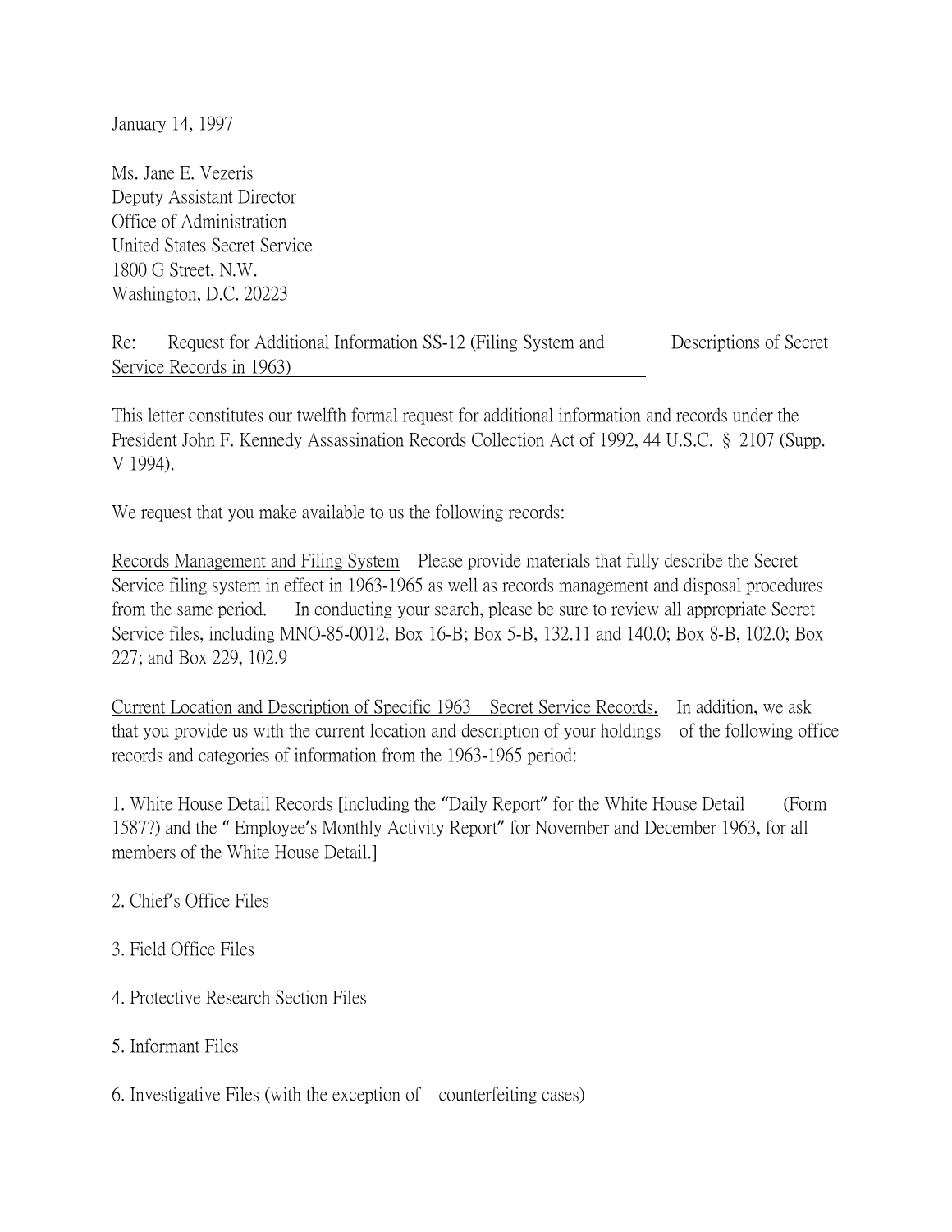January 14, 1997

Ms. Jane E. Vezeris
Deputy Assistant Director
Office of Administration
United States Secret Service
1800 G Street, N.W.
Washington, D.C. 20223

Re: Request for Additional Information SS-12 (Filing System and Descriptions of Secret Service Records in 1963)

This letter constitutes our twelfth formal request for additional information and records under the President John F. Kennedy Assassination Records Collection Act of 1992, 44 U.S.C. § 2107 (Supp. V 1994).

We request that you make available to us the following records:

Records Management and Filing System  Please provide materials that fully describe the Secret Service filing system in effect in 1963-1965 as well as records management and disposal procedures from the same period.  In conducting your search, please be sure to review all appropriate Secret Service files, including MNO-85-0012, Box 16-B; Box 5-B, 132.11 and 140.0; Box 8-B, 102.0; Box 227; and Box 229, 102.9

Current Location and Description of Specific 1963 Secret Service Records.  In addition, we ask that you provide us with the current location and description of your holdings of the following office records and categories of information from the 1963-1965 period:

1. White House Detail Records [including the "Daily Report" for the White House Detail (Form 1587?) and the " Employee's Monthly Activity Report" for November and December 1963, for all members of the White House Detail.]

2. Chief's Office Files

3. Field Office Files

4. Protective Research Section Files

5. Informant Files

6. Investigative Files (with the exception of counterfeiting cases)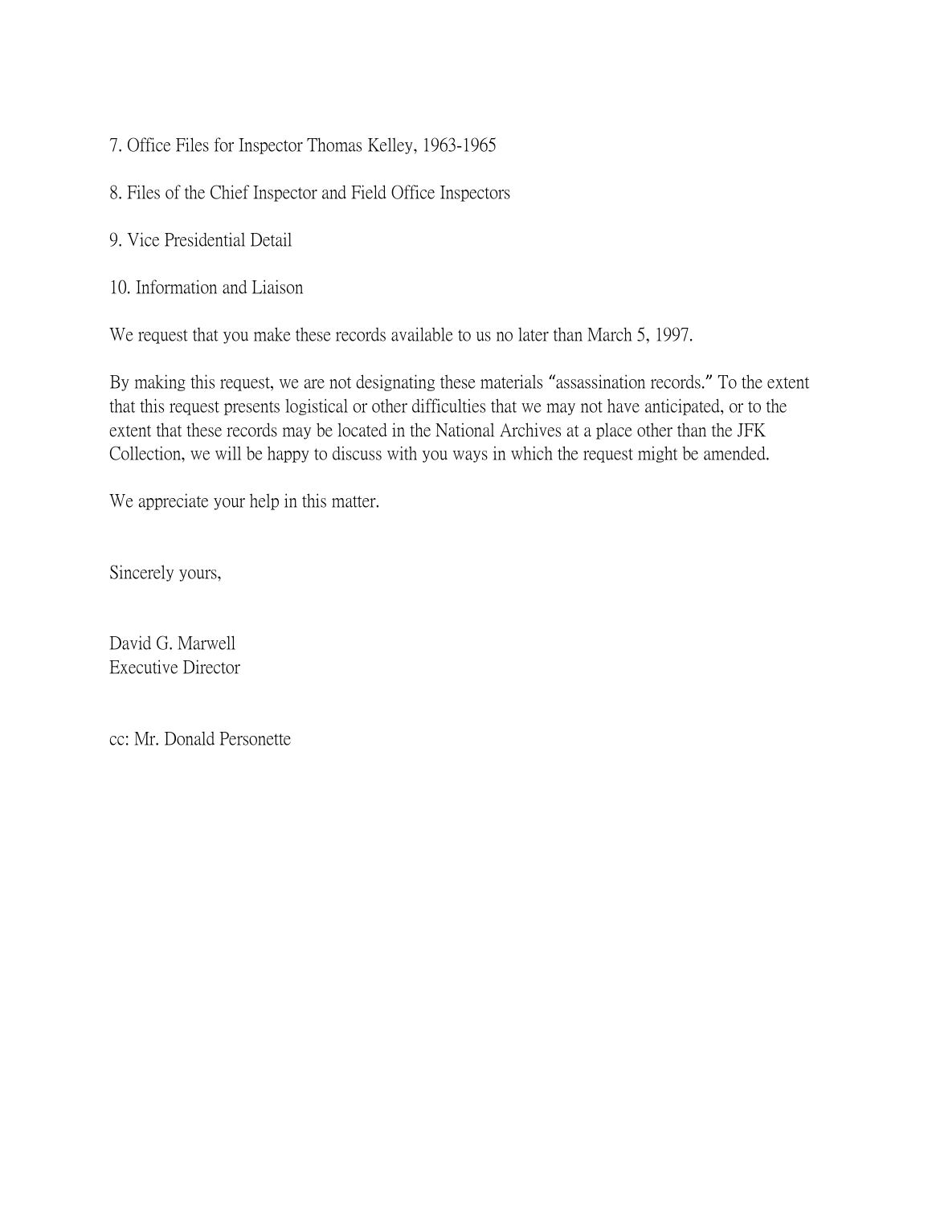7. Office Files for Inspector Thomas Kelley, 1963-1965

8. Files of the Chief Inspector and Field Office Inspectors

9. Vice Presidential Detail

10. Information and Liaison

We request that you make these records available to us no later than March 5, 1997.

By making this request, we are not designating these materials "assassination records." To the extent that this request presents logistical or other difficulties that we may not have anticipated, or to the extent that these records may be located in the National Archives at a place other than the JFK Collection, we will be happy to discuss with you ways in which the request might be amended.

We appreciate your help in this matter.

Sincerely yours,

David G. Marwell
Executive Director

cc: Mr. Donald Personette